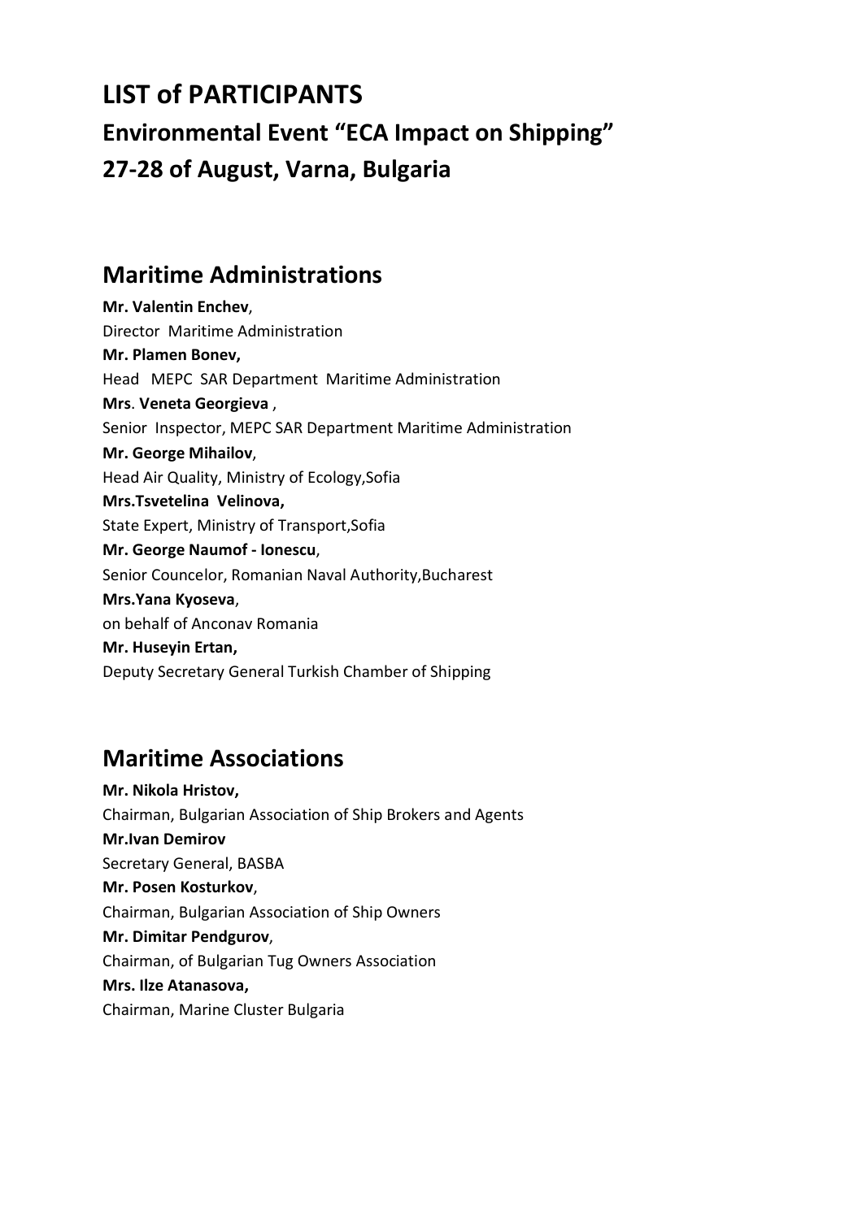# LIST of PARTICIPANTS

# Environmental Event "ECA Impact on Shipping"

# 27-28 of August, Varna, Bulgaria

## Maritime Administrations

**Mr. Valentin Enchev**,
Director Maritime Administration
**Mr. Plamen Bonev,**
Head MEPC SAR Department Maritime Administration
**Mrs**. **Veneta Georgieva** ,
Senior Inspector, MEPC SAR Department Maritime Administration
**Mr. George Mihailov**,
Head Air Quality, Ministry of Ecology,Sofia
**Mrs.Tsvetelina Velinova,**
State Expert, Ministry of Transport,Sofia
**Mr. George Naumof - Ionescu**,
Senior Councelor, Romanian Naval Authority,Bucharest
**Mrs.Yana Kyoseva**,
on behalf of Anconav Romania
**Mr. Huseyin Ertan,**
Deputy Secretary General Turkish Chamber of Shipping

## Maritime Associations

**Mr. Nikola Hristov,**
Chairman, Bulgarian Association of Ship Brokers and Agents
**Mr.Ivan Demirov**
Secretary General, BASBA
**Mr. Posen Kosturkov**,
Chairman, Bulgarian Association of Ship Owners
**Mr. Dimitar Pendgurov**,
Chairman, of Bulgarian Tug Owners Association
**Mrs. Ilze Atanasova,**
Chairman, Marine Cluster Bulgaria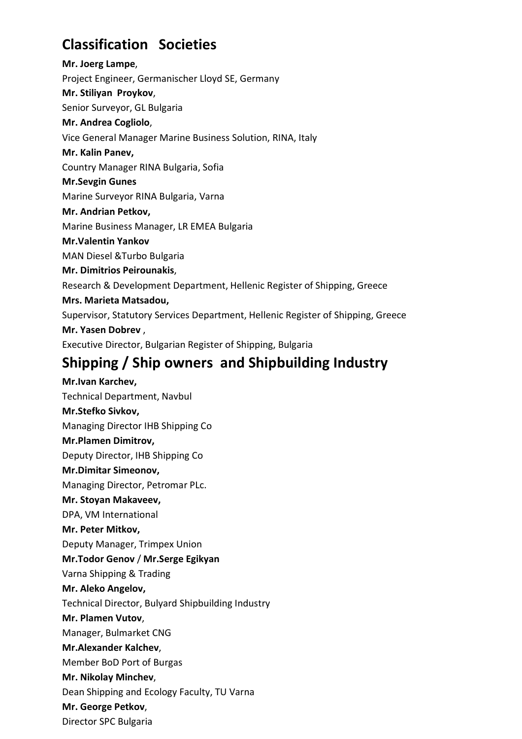## Classification Societies

**Mr. Joerg Lampe**,
Project Engineer, Germanischer Lloyd SE, Germany

**Mr. Stiliyan Proykov**,
Senior Surveyor, GL Bulgaria

**Mr. Andrea Cogliolo**,
Vice General Manager Marine Business Solution, RINA, Italy

**Mr. Kalin Panev,**
Country Manager RINA Bulgaria, Sofia

**Mr.Sevgin Gunes**
Marine Surveyor RINA Bulgaria, Varna

**Mr. Andrian Petkov,**
Marine Business Manager, LR EMEA Bulgaria

**Mr.Valentin Yankov**
MAN Diesel &Turbo Bulgaria

**Mr. Dimitrios Peirounakis**,
Research & Development Department, Hellenic Register of Shipping, Greece

**Mrs. Marieta Matsadou,**
Supervisor, Statutory Services Department, Hellenic Register of Shipping, Greece

**Mr. Yasen Dobrev** ,
Executive Director, Bulgarian Register of Shipping, Bulgaria

## Shipping / Ship owners and Shipbuilding Industry

**Mr.Ivan Karchev,**
Technical Department, Navbul

**Mr.Stefko Sivkov,**
Managing Director IHB Shipping Co

**Mr.Plamen Dimitrov,**
Deputy Director, IHB Shipping Co

**Mr.Dimitar Simeonov,**
Managing Director, Petromar PLc.

**Mr. Stoyan Makaveev,**
DPA, VM International

**Mr. Peter Mitkov,**
Deputy Manager, Trimpex Union

**Mr.Todor Genov** / **Mr.Serge Egikyan**
Varna Shipping & Trading

**Mr. Aleko Angelov,**
Technical Director, Bulyard Shipbuilding Industry

**Mr. Plamen Vutov**,
Manager, Bulmarket CNG

**Mr.Alexander Kalchev**,
Member BoD Port of Burgas

**Mr. Nikolay Minchev**,
Dean Shipping and Ecology Faculty, TU Varna

**Mr. George Petkov**,
Director SPC Bulgaria